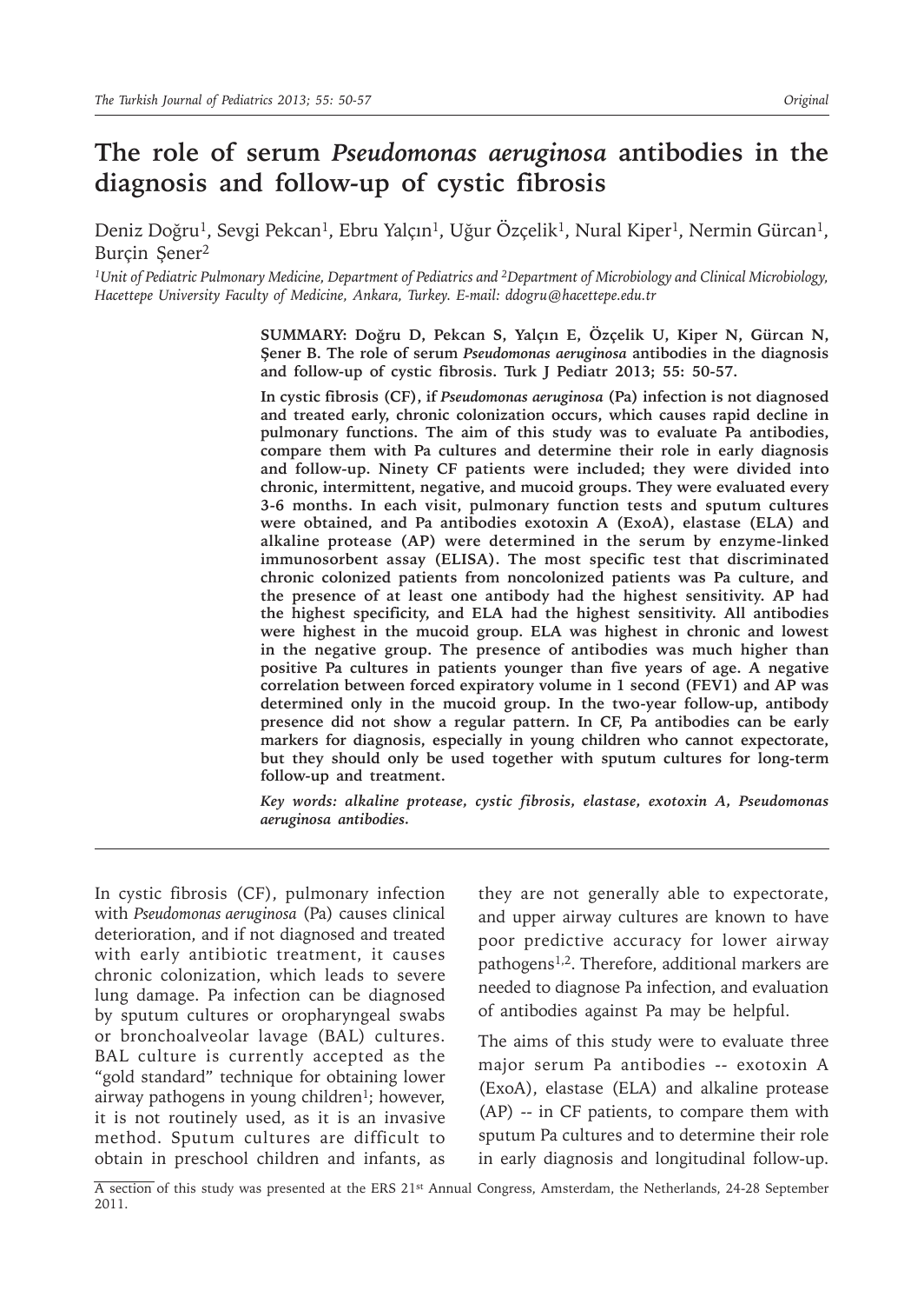# The role of serum *Pseudomonas aeruginosa* antibodies in the diagnosis and follow-up of cystic fibrosis

Deniz Doğru[1], Sevgi Pekcan[1], Ebru Yalçın[1], Uğur Özçelik[1], Nural Kiper[1], Nermin Gürcan[1], Burçin Şener[2]

*[1]Unit of Pediatric Pulmonary Medicine, Department of Pediatrics and [2]Department of Microbiology and Clinical Microbiology, Hacettepe University Faculty of Medicine, Ankara, Turkey. E-mail: ddogru@hacettepe.edu.tr*

**SUMMARY: Doğru D, Pekcan S, Yalçın E, Özçelik U, Kiper N, Gürcan N, Şener B. The role of serum *Pseudomonas aeruginosa* antibodies in the diagnosis and follow-up of cystic fibrosis. Turk J Pediatr 2013; 55: 50-57.**

**In cystic fibrosis (CF), if *Pseudomonas aeruginosa* (Pa) infection is not diagnosed and treated early, chronic colonization occurs, which causes rapid decline in pulmonary functions. The aim of this study was to evaluate Pa antibodies, compare them with Pa cultures and determine their role in early diagnosis and follow-up. Ninety CF patients were included; they were divided into chronic, intermittent, negative, and mucoid groups. They were evaluated every 3-6 months. In each visit, pulmonary function tests and sputum cultures were obtained, and Pa antibodies exotoxin A (ExoA), elastase (ELA) and alkaline protease (AP) were determined in the serum by enzyme-linked immunosorbent assay (ELISA). The most specific test that discriminated chronic colonized patients from noncolonized patients was Pa culture, and the presence of at least one antibody had the highest sensitivity. AP had the highest specificity, and ELA had the highest sensitivity. All antibodies were highest in the mucoid group. ELA was highest in chronic and lowest in the negative group. The presence of antibodies was much higher than positive Pa cultures in patients younger than five years of age. A negative correlation between forced expiratory volume in 1 second (FEV1) and AP was determined only in the mucoid group. In the two-year follow-up, antibody presence did not show a regular pattern. In CF, Pa antibodies can be early markers for diagnosis, especially in young children who cannot expectorate, but they should only be used together with sputum cultures for long-term follow-up and treatment.**

***Key words: alkaline protease, cystic fibrosis, elastase, exotoxin A, Pseudomonas aeruginosa antibodies.***

---

In cystic fibrosis (CF), pulmonary infection with *Pseudomonas aeruginosa* (Pa) causes clinical deterioration, and if not diagnosed and treated with early antibiotic treatment, it causes chronic colonization, which leads to severe lung damage. Pa infection can be diagnosed by sputum cultures or oropharyngeal swabs or bronchoalveolar lavage (BAL) cultures. BAL culture is currently accepted as the "gold standard" technique for obtaining lower airway pathogens in young children[1]; however, it is not routinely used, as it is an invasive method. Sputum cultures are difficult to obtain in preschool children and infants, as they are not generally able to expectorate, and upper airway cultures are known to have poor predictive accuracy for lower airway pathogens[1,2]. Therefore, additional markers are needed to diagnose Pa infection, and evaluation of antibodies against Pa may be helpful.

The aims of this study were to evaluate three major serum Pa antibodies -- exotoxin A (ExoA), elastase (ELA) and alkaline protease (AP) -- in CF patients, to compare them with sputum Pa cultures and to determine their role in early diagnosis and longitudinal follow-up.

A section of this study was presented at the ERS 21st Annual Congress, Amsterdam, the Netherlands, 24-28 September 2011.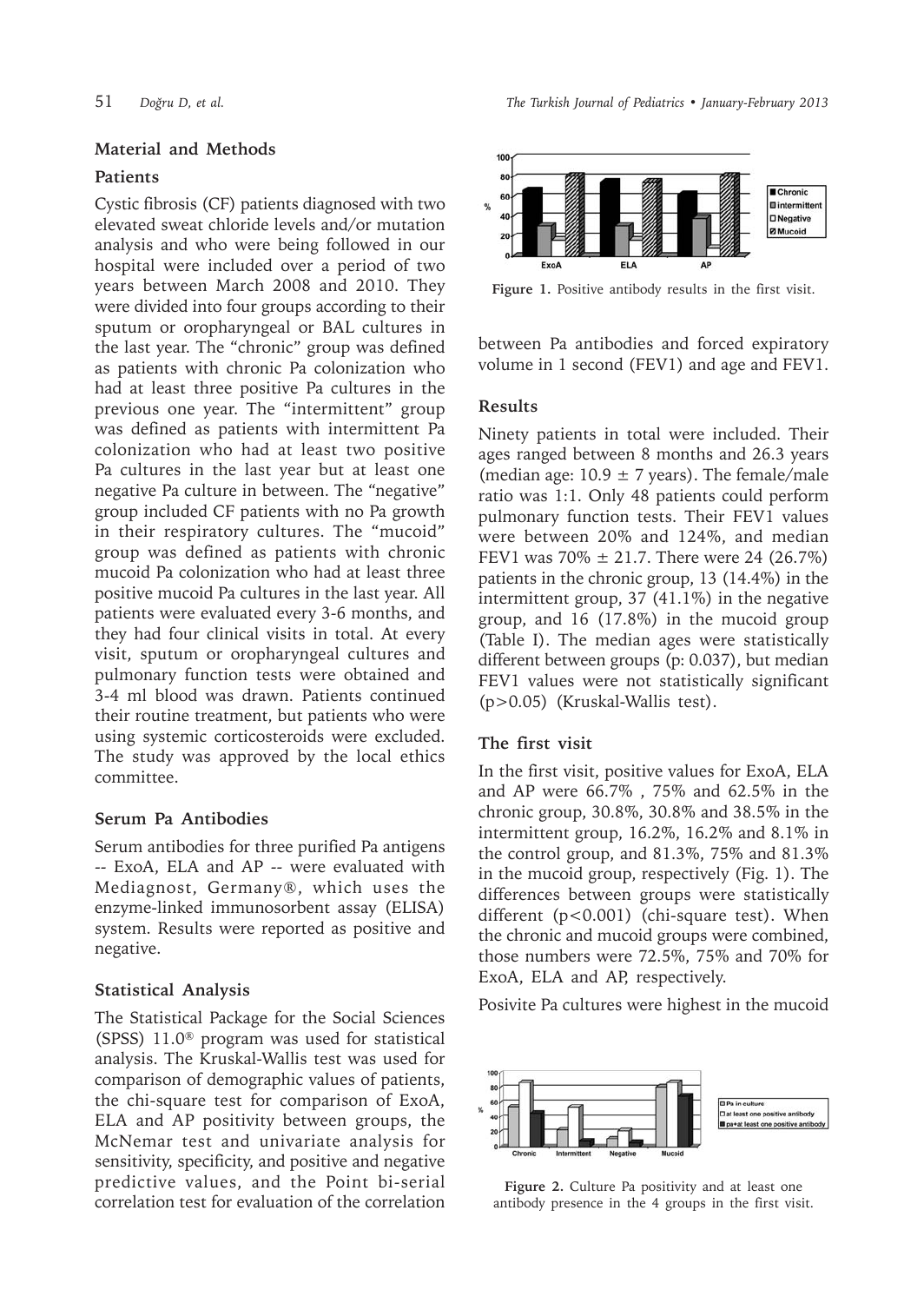## Material and Methods

### Patients

Cystic fibrosis (CF) patients diagnosed with two elevated sweat chloride levels and/or mutation analysis and who were being followed in our hospital were included over a period of two years between March 2008 and 2010. They were divided into four groups according to their sputum or oropharyngeal or BAL cultures in the last year. The "chronic" group was defined as patients with chronic Pa colonization who had at least three positive Pa cultures in the previous one year. The "intermittent" group was defined as patients with intermittent Pa colonization who had at least two positive Pa cultures in the last year but at least one negative Pa culture in between. The "negative" group included CF patients with no Pa growth in their respiratory cultures. The "mucoid" group was defined as patients with chronic mucoid Pa colonization who had at least three positive mucoid Pa cultures in the last year. All patients were evaluated every 3-6 months, and they had four clinical visits in total. At every visit, sputum or oropharyngeal cultures and pulmonary function tests were obtained and 3-4 ml blood was drawn. Patients continued their routine treatment, but patients who were using systemic corticosteroids were excluded. The study was approved by the local ethics committee.

### Serum Pa Antibodies

Serum antibodies for three purified Pa antigens -- ExoA, ELA and AP -- were evaluated with Mediagnost, Germany®, which uses the enzyme-linked immunosorbent assay (ELISA) system. Results were reported as positive and negative.

### Statistical Analysis

The Statistical Package for the Social Sciences (SPSS) 11.0® program was used for statistical analysis. The Kruskal-Wallis test was used for comparison of demographic values of patients, the chi-square test for comparison of ExoA, ELA and AP positivity between groups, the McNemar test and univariate analysis for sensitivity, specificity, and positive and negative predictive values, and the Point bi-serial correlation test for evaluation of the correlation between Pa antibodies and forced expiratory volume in 1 second (FEV1) and age and FEV1.

Figure 1. Positive antibody results in the first visit.

## Results

Ninety patients in total were included. Their ages ranged between 8 months and 26.3 years (median age: 10.9 ± 7 years). The female/male ratio was 1:1. Only 48 patients could perform pulmonary function tests. Their FEV1 values were between 20% and 124%, and median FEV1 was 70% ± 21.7. There were 24 (26.7%) patients in the chronic group, 13 (14.4%) in the intermittent group, 37 (41.1%) in the negative group, and 16 (17.8%) in the mucoid group (Table I). The median ages were statistically different between groups (p: 0.037), but median FEV1 values were not statistically significant (p>0.05) (Kruskal-Wallis test).

### The first visit

In the first visit, positive values for ExoA, ELA and AP were 66.7% , 75% and 62.5% in the chronic group, 30.8%, 30.8% and 38.5% in the intermittent group, 16.2%, 16.2% and 8.1% in the control group, and 81.3%, 75% and 81.3% in the mucoid group, respectively (Fig. 1). The differences between groups were statistically different (p<0.001) (chi-square test). When the chronic and mucoid groups were combined, those numbers were 72.5%, 75% and 70% for ExoA, ELA and AP, respectively.

Posivite Pa cultures were highest in the mucoid

Figure 2. Culture Pa positivity and at least one antibody presence in the 4 groups in the first visit.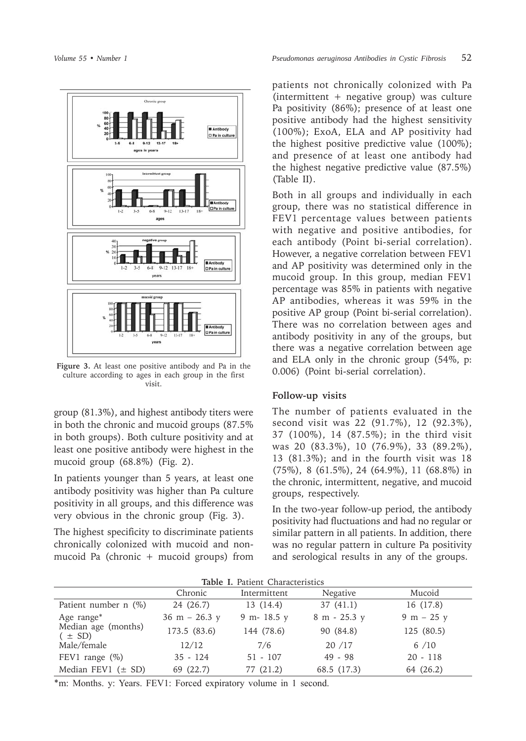Figure 3. At least one positive antibody and Pa in the culture according to ages in each group in the first visit.

group (81.3%), and highest antibody titers were in both the chronic and mucoid groups (87.5% in both groups). Both culture positivity and at least one positive antibody were highest in the mucoid group (68.8%) (Fig. 2).

In patients younger than 5 years, at least one antibody positivity was higher than Pa culture positivity in all groups, and this difference was very obvious in the chronic group (Fig. 3).

The highest specificity to discriminate patients chronically colonized with mucoid and non-mucoid Pa (chronic + mucoid groups) from patients not chronically colonized with Pa (intermittent + negative group) was culture Pa positivity (86%); presence of at least one positive antibody had the highest sensitivity (100%); ExoA, ELA and AP positivity had the highest positive predictive value (100%); and presence of at least one antibody had the highest negative predictive value (87.5%) (Table II).

Both in all groups and individually in each group, there was no statistical difference in FEV1 percentage values between patients with negative and positive antibodies, for each antibody (Point bi-serial correlation). However, a negative correlation between FEV1 and AP positivity was determined only in the mucoid group. In this group, median FEV1 percentage was 85% in patients with negative AP antibodies, whereas it was 59% in the positive AP group (Point bi-serial correlation). There was no correlation between ages and antibody positivity in any of the groups, but there was a negative correlation between age and ELA only in the chronic group (54%, p: 0.006) (Point bi-serial correlation).

### Follow-up visits

The number of patients evaluated in the second visit was 22 (91.7%), 12 (92.3%), 37 (100%), 14 (87.5%); in the third visit was 20 (83.3%), 10 (76.9%), 33 (89.2%), 13 (81.3%); and in the fourth visit was 18 (75%), 8 (61.5%), 24 (64.9%), 11 (68.8%) in the chronic, intermittent, negative, and mucoid groups, respectively.

In the two-year follow-up period, the antibody positivity had fluctuations and had no regular or similar pattern in all patients. In addition, there was no regular pattern in culture Pa positivity and serological results in any of the groups.

**Table I.** Patient Characteristics

| | Chronic | Intermittent | Negative | Mucoid |
|---|---|---|---|---|
| Patient number n (%) | 24 (26.7) | 13 (14.4) | 37 (41.1) | 16 (17.8) |
| Age range* | 36 m – 26.3 y | 9 m- 18.5 y | 8 m - 25.3 y | 9 m – 25 y |
| Median age (months) ( ± SD) | 173.5 (83.6) | 144 (78.6) | 90 (84.8) | 125 (80.5) |
| Male/female | 12/12 | 7/6 | 20 /17 | 6 /10 |
| FEV1 range (%) | 35 - 124 | 51 - 107 | 49 - 98 | 20 - 118 |
| Median FEV1 (± SD) | 69 (22.7) | 77 (21.2) | 68.5 (17.3) | 64 (26.2) |

*m: Months. y: Years. FEV1: Forced expiratory volume in 1 second.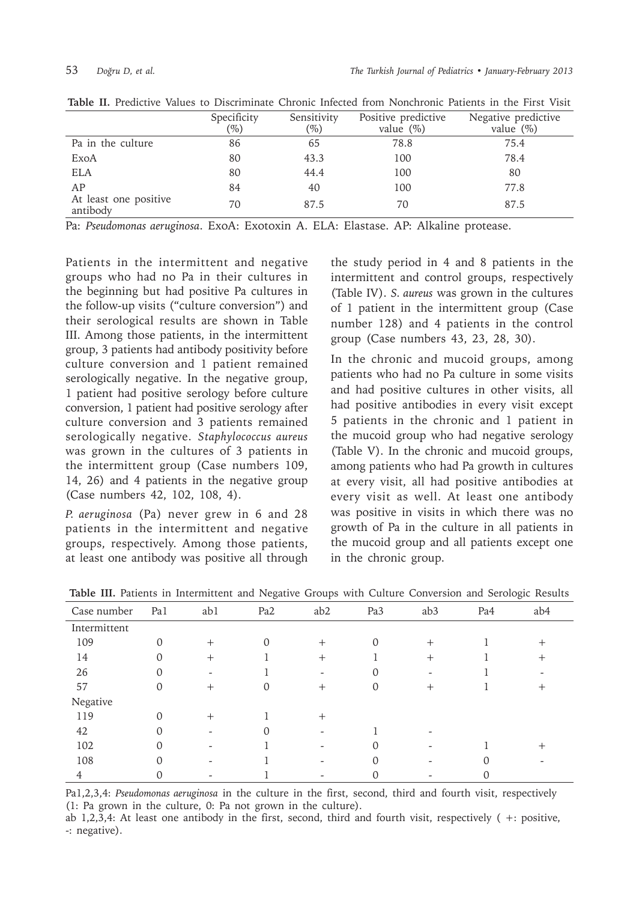**Table II.** Predictive Values to Discriminate Chronic Infected from Nonchronic Patients in the First Visit

| | Specificity (%) | Sensitivity (%) | Positive predictive value (%) | Negative predictive value (%) |
|---|---|---|---|---|
| Pa in the culture | 86 | 65 | 78.8 | 75.4 |
| ExoA | 80 | 43.3 | 100 | 78.4 |
| ELA | 80 | 44.4 | 100 | 80 |
| AP | 84 | 40 | 100 | 77.8 |
| At least one positive antibody | 70 | 87.5 | 70 | 87.5 |

Pa: *Pseudomonas aeruginosa*. ExoA: Exotoxin A. ELA: Elastase. AP: Alkaline protease.

Patients in the intermittent and negative groups who had no Pa in their cultures in the beginning but had positive Pa cultures in the follow-up visits ("culture conversion") and their serological results are shown in Table III. Among those patients, in the intermittent group, 3 patients had antibody positivity before culture conversion and 1 patient remained serologically negative. In the negative group, 1 patient had positive serology before culture conversion, 1 patient had positive serology after culture conversion and 3 patients remained serologically negative. *Staphylococcus aureus* was grown in the cultures of 3 patients in the intermittent group (Case numbers 109, 14, 26) and 4 patients in the negative group (Case numbers 42, 102, 108, 4).

*P. aeruginosa* (Pa) never grew in 6 and 28 patients in the intermittent and negative groups, respectively. Among those patients, at least one antibody was positive all through the study period in 4 and 8 patients in the intermittent and control groups, respectively (Table IV). *S. aureus* was grown in the cultures of 1 patient in the intermittent group (Case number 128) and 4 patients in the control group (Case numbers 43, 23, 28, 30).

In the chronic and mucoid groups, among patients who had no Pa culture in some visits and had positive cultures in other visits, all had positive antibodies in every visit except 5 patients in the chronic and 1 patient in the mucoid group who had negative serology (Table V). In the chronic and mucoid groups, among patients who had Pa growth in cultures at every visit, all had positive antibodies at every visit as well. At least one antibody was positive in visits in which there was no growth of Pa in the culture in all patients in the mucoid group and all patients except one in the chronic group.

**Table III.** Patients in Intermittent and Negative Groups with Culture Conversion and Serologic Results

| Case number | Pa1 | ab1 | Pa2 | ab2 | Pa3 | ab3 | Pa4 | ab4 |
|---|---|---|---|---|---|---|---|---|
| Intermittent | | | | | | | | |
| 109 | 0 | + | 0 | + | 0 | + | 1 | + |
| 14 | 0 | + | 1 | + | 1 | + | 1 | + |
| 26 | 0 | - | 1 | - | 0 | - | 1 | - |
| 57 | 0 | + | 0 | + | 0 | + | 1 | + |
| Negative | | | | | | | | |
| 119 | 0 | + | 1 | + | | | | |
| 42 | 0 | - | 0 | - | 1 | - | | |
| 102 | 0 | - | 1 | - | 0 | - | 1 | + |
| 108 | 0 | - | 1 | - | 0 | - | 0 | - |
| 4 | 0 | - | 1 | - | 0 | - | 0 | |

Pa1,2,3,4: *Pseudomonas aeruginosa* in the culture in the first, second, third and fourth visit, respectively (1: Pa grown in the culture, 0: Pa not grown in the culture).

ab 1,2,3,4: At least one antibody in the first, second, third and fourth visit, respectively ( +: positive, -: negative).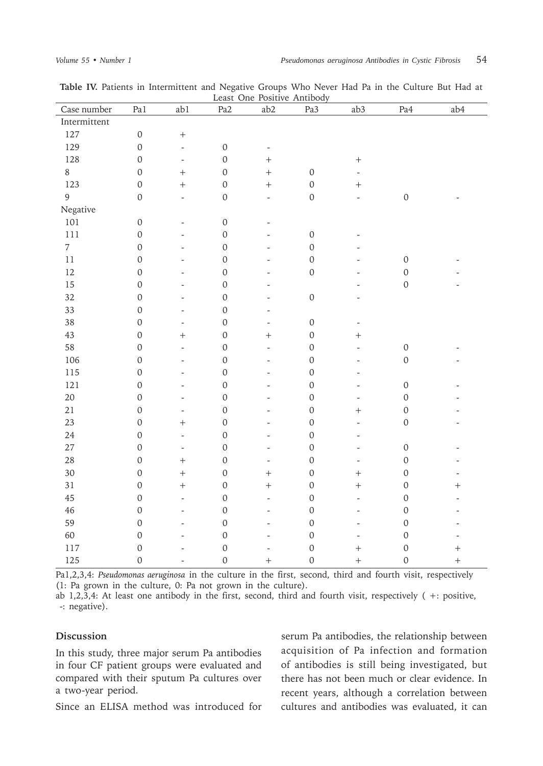**Table IV.** Patients in Intermittent and Negative Groups Who Never Had Pa in the Culture But Had at Least One Positive Antibody

| Case number | Pa1 | ab1 | Pa2 | ab2 | Pa3 | ab3 | Pa4 | ab4 |
|---|---|---|---|---|---|---|---|---|
| Intermittent | | | | | | | | |
| 127 | 0 | + | | | | | | |
| 129 | 0 | - | 0 | - | | | | |
| 128 | 0 | - | 0 | + | | + | | |
| 8 | 0 | + | 0 | + | 0 | - | | |
| 123 | 0 | + | 0 | + | 0 | + | | |
| 9 | 0 | - | 0 | - | 0 | - | 0 | - |
| Negative | | | | | | | | |
| 101 | 0 | - | 0 | - | | | | |
| 111 | 0 | - | 0 | - | 0 | - | | |
| 7 | 0 | - | 0 | - | 0 | - | | |
| 11 | 0 | - | 0 | - | 0 | - | 0 | - |
| 12 | 0 | - | 0 | - | 0 | - | 0 | - |
| 15 | 0 | - | 0 | - | | - | 0 | - |
| 32 | 0 | - | 0 | - | 0 | - | | |
| 33 | 0 | - | 0 | - | | | | |
| 38 | 0 | - | 0 | - | 0 | - | | |
| 43 | 0 | + | 0 | + | 0 | + | | |
| 58 | 0 | - | 0 | - | 0 | - | 0 | - |
| 106 | 0 | - | 0 | - | 0 | - | 0 | - |
| 115 | 0 | - | 0 | - | 0 | - | | |
| 121 | 0 | - | 0 | - | 0 | - | 0 | - |
| 20 | 0 | - | 0 | - | 0 | - | 0 | - |
| 21 | 0 | - | 0 | - | 0 | + | 0 | - |
| 23 | 0 | + | 0 | - | 0 | - | 0 | - |
| 24 | 0 | - | 0 | - | 0 | - | | |
| 27 | 0 | - | 0 | - | 0 | - | 0 | - |
| 28 | 0 | + | 0 | - | 0 | - | 0 | - |
| 30 | 0 | + | 0 | + | 0 | + | 0 | - |
| 31 | 0 | + | 0 | + | 0 | + | 0 | + |
| 45 | 0 | - | 0 | - | 0 | - | 0 | - |
| 46 | 0 | - | 0 | - | 0 | - | 0 | - |
| 59 | 0 | - | 0 | - | 0 | - | 0 | - |
| 60 | 0 | - | 0 | - | 0 | - | 0 | - |
| 117 | 0 | - | 0 | - | 0 | + | 0 | + |
| 125 | 0 | - | 0 | + | 0 | + | 0 | + |

Pa1,2,3,4: *Pseudomonas aeruginosa* in the culture in the first, second, third and fourth visit, respectively (1: Pa grown in the culture, 0: Pa not grown in the culture).
ab 1,2,3,4: At least one antibody in the first, second, third and fourth visit, respectively ( +: positive, -: negative).

## Discussion

In this study, three major serum Pa antibodies in four CF patient groups were evaluated and compared with their sputum Pa cultures over a two-year period.

Since an ELISA method was introduced for serum Pa antibodies, the relationship between acquisition of Pa infection and formation of antibodies is still being investigated, but there has not been much or clear evidence. In recent years, although a correlation between cultures and antibodies was evaluated, it can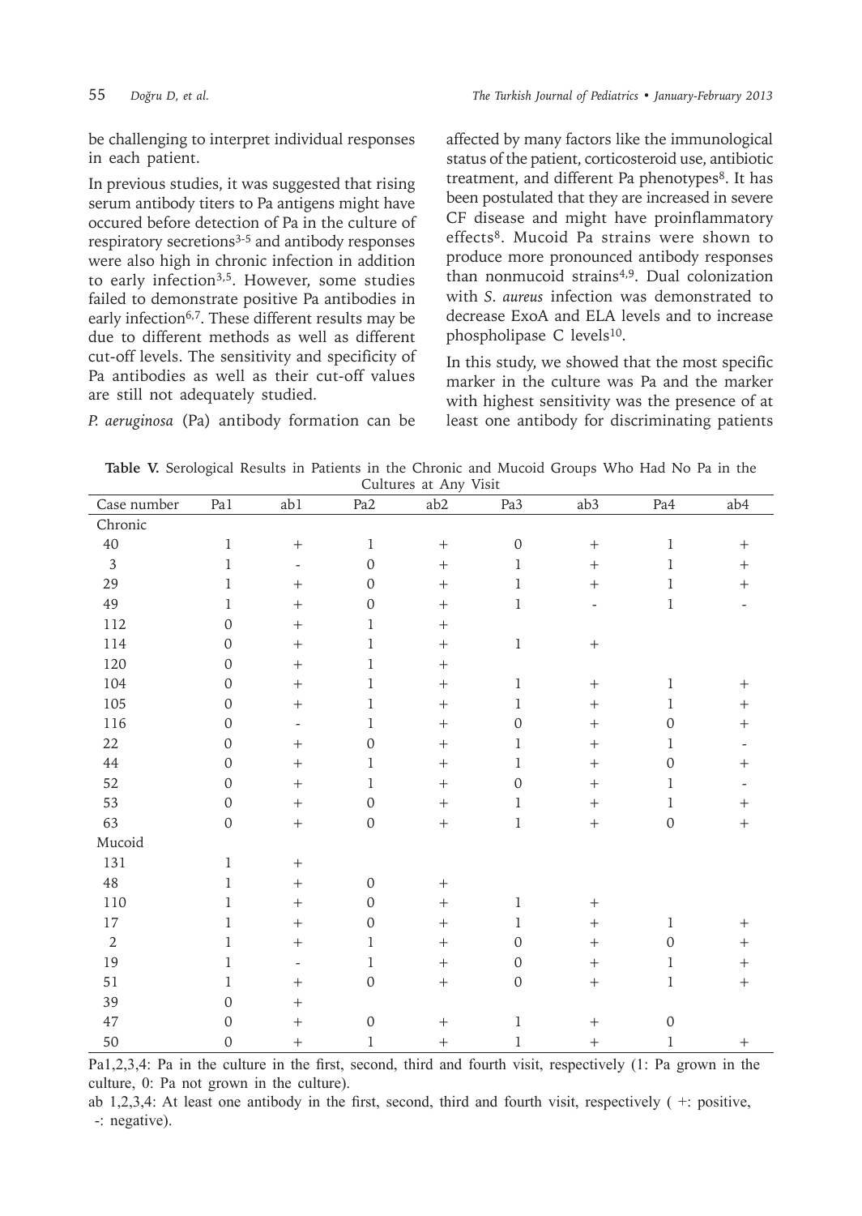be challenging to interpret individual responses in each patient.

In previous studies, it was suggested that rising serum antibody titers to Pa antigens might have occured before detection of Pa in the culture of respiratory secretions[3-5] and antibody responses were also high in chronic infection in addition to early infection[3,5]. However, some studies failed to demonstrate positive Pa antibodies in early infection[6,7]. These different results may be due to different methods as well as different cut-off levels. The sensitivity and specificity of Pa antibodies as well as their cut-off values are still not adequately studied.

*P. aeruginosa* (Pa) antibody formation can be affected by many factors like the immunological status of the patient, corticosteroid use, antibiotic treatment, and different Pa phenotypes[8]. It has been postulated that they are increased in severe CF disease and might have proinflammatory effects[8]. Mucoid Pa strains were shown to produce more pronounced antibody responses than nonmucoid strains[4,9]. Dual colonization with *S. aureus* infection was demonstrated to decrease ExoA and ELA levels and to increase phospholipase C levels[10].

In this study, we showed that the most specific marker in the culture was Pa and the marker with highest sensitivity was the presence of at least one antibody for discriminating patients

**Table V.** Serological Results in Patients in the Chronic and Mucoid Groups Who Had No Pa in the Cultures at Any Visit

| Case number | Pa1 | ab1 | Pa2 | ab2 | Pa3 | ab3 | Pa4 | ab4 |
|---|---|---|---|---|---|---|---|---|
| Chronic | | | | | | | | |
| 40 | 1 | + | 1 | + | 0 | + | 1 | + |
| 3 | 1 | - | 0 | + | 1 | + | 1 | + |
| 29 | 1 | + | 0 | + | 1 | + | 1 | + |
| 49 | 1 | + | 0 | + | 1 | - | 1 | - |
| 112 | 0 | + | 1 | + | | | | |
| 114 | 0 | + | 1 | + | 1 | + | | |
| 120 | 0 | + | 1 | + | | | | |
| 104 | 0 | + | 1 | + | 1 | + | 1 | + |
| 105 | 0 | + | 1 | + | 1 | + | 1 | + |
| 116 | 0 | - | 1 | + | 0 | + | 0 | + |
| 22 | 0 | + | 0 | + | 1 | + | 1 | - |
| 44 | 0 | + | 1 | + | 1 | + | 0 | + |
| 52 | 0 | + | 1 | + | 0 | + | 1 | - |
| 53 | 0 | + | 0 | + | 1 | + | 1 | + |
| 63 | 0 | + | 0 | + | 1 | + | 0 | + |
| Mucoid | | | | | | | | |
| 131 | 1 | + | | | | | | |
| 48 | 1 | + | 0 | + | | | | |
| 110 | 1 | + | 0 | + | 1 | + | | |
| 17 | 1 | + | 0 | + | 1 | + | 1 | + |
| 2 | 1 | + | 1 | + | 0 | + | 0 | + |
| 19 | 1 | - | 1 | + | 0 | + | 1 | + |
| 51 | 1 | + | 0 | + | 0 | + | 1 | + |
| 39 | 0 | + | | | | | | |
| 47 | 0 | + | 0 | + | 1 | + | 0 | |
| 50 | 0 | + | 1 | + | 1 | + | 1 | + |

Pa1,2,3,4: Pa in the culture in the first, second, third and fourth visit, respectively (1: Pa grown in the culture, 0: Pa not grown in the culture).

ab 1,2,3,4: At least one antibody in the first, second, third and fourth visit, respectively ( +: positive, -: negative).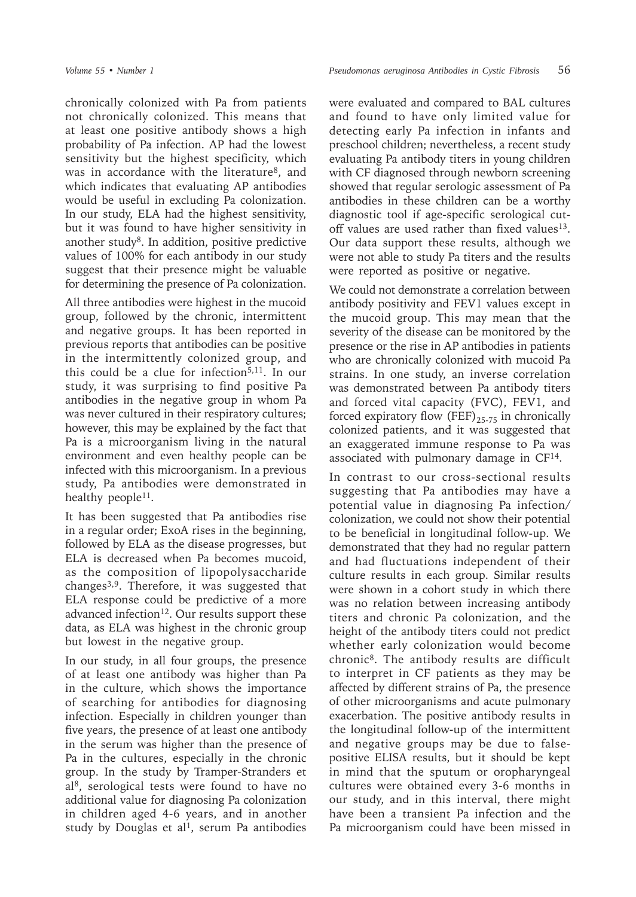chronically colonized with Pa from patients not chronically colonized. This means that at least one positive antibody shows a high probability of Pa infection. AP had the lowest sensitivity but the highest specificity, which was in accordance with the literature[8], and which indicates that evaluating AP antibodies would be useful in excluding Pa colonization. In our study, ELA had the highest sensitivity, but it was found to have higher sensitivity in another study[8]. In addition, positive predictive values of 100% for each antibody in our study suggest that their presence might be valuable for determining the presence of Pa colonization.

All three antibodies were highest in the mucoid group, followed by the chronic, intermittent and negative groups. It has been reported in previous reports that antibodies can be positive in the intermittently colonized group, and this could be a clue for infection[5,11]. In our study, it was surprising to find positive Pa antibodies in the negative group in whom Pa was never cultured in their respiratory cultures; however, this may be explained by the fact that Pa is a microorganism living in the natural environment and even healthy people can be infected with this microorganism. In a previous study, Pa antibodies were demonstrated in healthy people[11].

It has been suggested that Pa antibodies rise in a regular order; ExoA rises in the beginning, followed by ELA as the disease progresses, but ELA is decreased when Pa becomes mucoid, as the composition of lipopolysaccharide changes[3,9]. Therefore, it was suggested that ELA response could be predictive of a more advanced infection[12]. Our results support these data, as ELA was highest in the chronic group but lowest in the negative group.

In our study, in all four groups, the presence of at least one antibody was higher than Pa in the culture, which shows the importance of searching for antibodies for diagnosing infection. Especially in children younger than five years, the presence of at least one antibody in the serum was higher than the presence of Pa in the cultures, especially in the chronic group. In the study by Tramper-Stranders et al[8], serological tests were found to have no additional value for diagnosing Pa colonization in children aged 4-6 years, and in another study by Douglas et al[1], serum Pa antibodies were evaluated and compared to BAL cultures and found to have only limited value for detecting early Pa infection in infants and preschool children; nevertheless, a recent study evaluating Pa antibody titers in young children with CF diagnosed through newborn screening showed that regular serologic assessment of Pa antibodies in these children can be a worthy diagnostic tool if age-specific serological cut-off values are used rather than fixed values[13]. Our data support these results, although we were not able to study Pa titers and the results were reported as positive or negative.

We could not demonstrate a correlation between antibody positivity and FEV1 values except in the mucoid group. This may mean that the severity of the disease can be monitored by the presence or the rise in AP antibodies in patients who are chronically colonized with mucoid Pa strains. In one study, an inverse correlation was demonstrated between Pa antibody titers and forced vital capacity (FVC), FEV1, and forced expiratory flow $(FEF)_{25-75}$ in chronically colonized patients, and it was suggested that an exaggerated immune response to Pa was associated with pulmonary damage in CF[14].

In contrast to our cross-sectional results suggesting that Pa antibodies may have a potential value in diagnosing Pa infection/colonization, we could not show their potential to be beneficial in longitudinal follow-up. We demonstrated that they had no regular pattern and had fluctuations independent of their culture results in each group. Similar results were shown in a cohort study in which there was no relation between increasing antibody titers and chronic Pa colonization, and the height of the antibody titers could not predict whether early colonization would become chronic[8]. The antibody results are difficult to interpret in CF patients as they may be affected by different strains of Pa, the presence of other microorganisms and acute pulmonary exacerbation. The positive antibody results in the longitudinal follow-up of the intermittent and negative groups may be due to false-positive ELISA results, but it should be kept in mind that the sputum or oropharyngeal cultures were obtained every 3-6 months in our study, and in this interval, there might have been a transient Pa infection and the Pa microorganism could have been missed in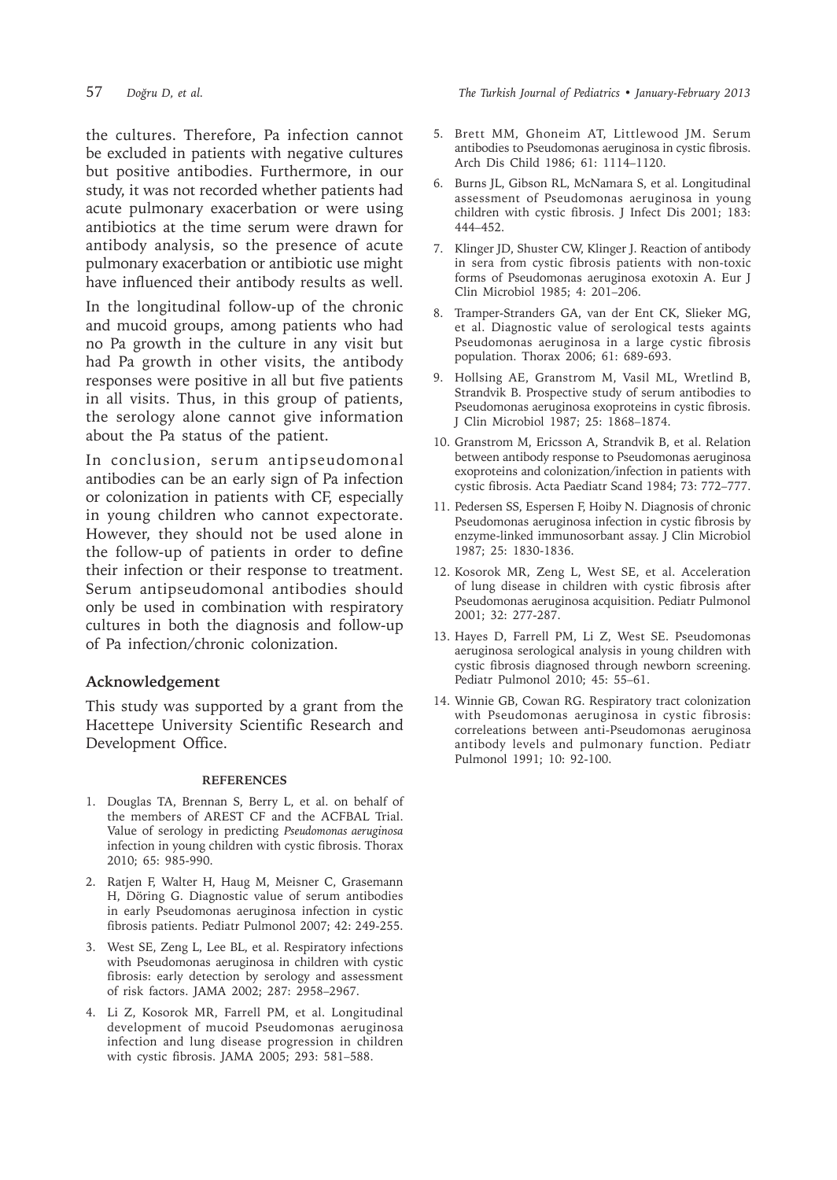the cultures. Therefore, Pa infection cannot be excluded in patients with negative cultures but positive antibodies. Furthermore, in our study, it was not recorded whether patients had acute pulmonary exacerbation or were using antibiotics at the time serum were drawn for antibody analysis, so the presence of acute pulmonary exacerbation or antibiotic use might have influenced their antibody results as well.

In the longitudinal follow-up of the chronic and mucoid groups, among patients who had no Pa growth in the culture in any visit but had Pa growth in other visits, the antibody responses were positive in all but five patients in all visits. Thus, in this group of patients, the serology alone cannot give information about the Pa status of the patient.

In conclusion, serum antipseudomonal antibodies can be an early sign of Pa infection or colonization in patients with CF, especially in young children who cannot expectorate. However, they should not be used alone in the follow-up of patients in order to define their infection or their response to treatment. Serum antipseudomonal antibodies should only be used in combination with respiratory cultures in both the diagnosis and follow-up of Pa infection/chronic colonization.

## Acknowledgement

This study was supported by a grant from the Hacettepe University Scientific Research and Development Office.

### REFERENCES

1. Douglas TA, Brennan S, Berry L, et al. on behalf of the members of AREST CF and the ACFBAL Trial. Value of serology in predicting *Pseudomonas aeruginosa* infection in young children with cystic fibrosis. Thorax 2010; 65: 985-990.
2. Ratjen F, Walter H, Haug M, Meisner C, Grasemann H, Döring G. Diagnostic value of serum antibodies in early Pseudomonas aeruginosa infection in cystic fibrosis patients. Pediatr Pulmonol 2007; 42: 249-255.
3. West SE, Zeng L, Lee BL, et al. Respiratory infections with Pseudomonas aeruginosa in children with cystic fibrosis: early detection by serology and assessment of risk factors. JAMA 2002; 287: 2958–2967.
4. Li Z, Kosorok MR, Farrell PM, et al. Longitudinal development of mucoid Pseudomonas aeruginosa infection and lung disease progression in children with cystic fibrosis. JAMA 2005; 293: 581–588.
5. Brett MM, Ghoneim AT, Littlewood JM. Serum antibodies to Pseudomonas aeruginosa in cystic fibrosis. Arch Dis Child 1986; 61: 1114–1120.
6. Burns JL, Gibson RL, McNamara S, et al. Longitudinal assessment of Pseudomonas aeruginosa in young children with cystic fibrosis. J Infect Dis 2001; 183: 444–452.
7. Klinger JD, Shuster CW, Klinger J. Reaction of antibody in sera from cystic fibrosis patients with non-toxic forms of Pseudomonas aeruginosa exotoxin A. Eur J Clin Microbiol 1985; 4: 201–206.
8. Tramper-Stranders GA, van der Ent CK, Slieker MG, et al. Diagnostic value of serological tests againts Pseudomonas aeruginosa in a large cystic fibrosis population. Thorax 2006; 61: 689-693.
9. Hollsing AE, Granstrom M, Vasil ML, Wretlind B, Strandvik B. Prospective study of serum antibodies to Pseudomonas aeruginosa exoproteins in cystic fibrosis. J Clin Microbiol 1987; 25: 1868–1874.
10. Granstrom M, Ericsson A, Strandvik B, et al. Relation between antibody response to Pseudomonas aeruginosa exoproteins and colonization/infection in patients with cystic fibrosis. Acta Paediatr Scand 1984; 73: 772–777.
11. Pedersen SS, Espersen F, Hoiby N. Diagnosis of chronic Pseudomonas aeruginosa infection in cystic fibrosis by enzyme-linked immunosorbant assay. J Clin Microbiol 1987; 25: 1830-1836.
12. Kosorok MR, Zeng L, West SE, et al. Acceleration of lung disease in children with cystic fibrosis after Pseudomonas aeruginosa acquisition. Pediatr Pulmonol 2001; 32: 277-287.
13. Hayes D, Farrell PM, Li Z, West SE. Pseudomonas aeruginosa serological analysis in young children with cystic fibrosis diagnosed through newborn screening. Pediatr Pulmonol 2010; 45: 55–61.
14. Winnie GB, Cowan RG. Respiratory tract colonization with Pseudomonas aeruginosa in cystic fibrosis: correleations between anti-Pseudomonas aeruginosa antibody levels and pulmonary function. Pediatr Pulmonol 1991; 10: 92-100.